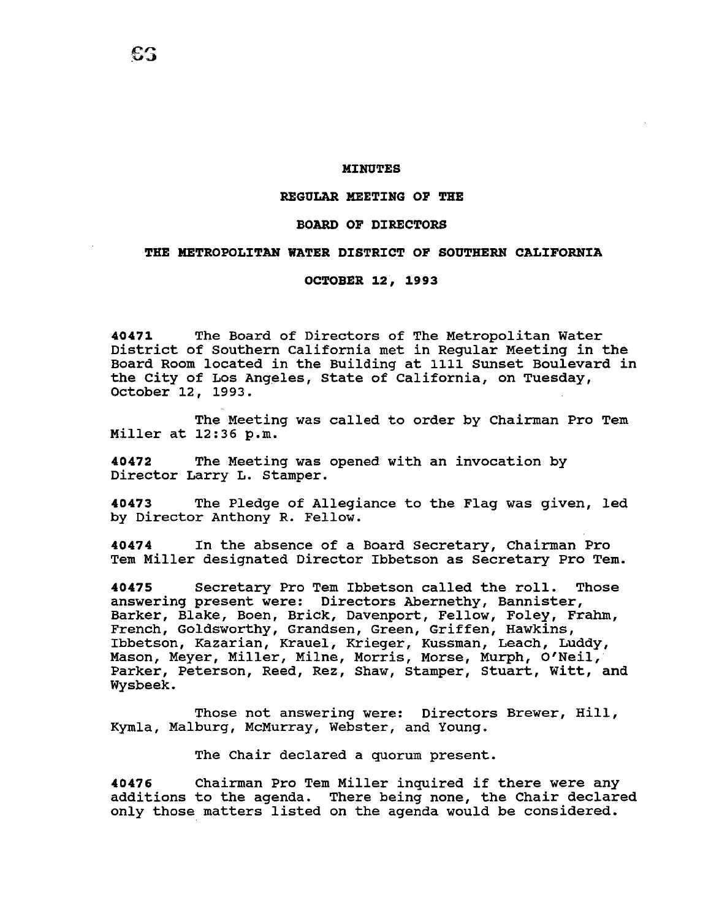# MINUTES

## REGULAR MEETING OF THE

## BOARD OF DIRECTORS

## THE METROPOLITAN WATER DISTRICT OF SOUTHERN CALIFORNIA

## OCTOBER 12, 1993

**40471** The Board of Directors of The Metropolitan Water District of Southern California met in Regular Meeting in the Board Room located in the Building at 1111 Sunset Boulevard in the City of Los Angeles, State of California, on Tuesday, October 12, 1993.

The Meeting was called to order by Chairman Pro Tem Miller at 12:36 p.m.

**40472** The Meeting was opened with an invocation by Director Larry L. Stamper.

**40473** The Pledge of Allegiance to the Flag was given, led by Director Anthony R. Fellow.

**40474** In the absence of a Board Secretary, Chairman Pro Tem Miller designated Director Ibbetson as Secretary Pro Tem.

**40475** Secretary Pro Tem Ibbetson called the roll. Those answering present were: Directors Abernethy, Bannister, Barker, Blake, Boen, Brick, Davenport, Fellow, Foley, Frahm, French, Goldsworthy, Grandsen, Green, Griffen, Hawkins, Ibbetson, Kazarian, Krauel, Krieger, Kussman, Leach, Luddy, Mason, Meyer, Miller, Milne, Morris, Morse, Murph, O'Neil, Parker, Peterson, Reed, Rez, Shaw, Stamper, Stuart, Witt, and Wysbeek.

Those not answering were: Directors Brewer, Hill, Kymla, Malburg, McMurray, Webster, and Young.

The Chair declared a quorum present.

**40476** Chairman Pro Tem Miller inquired if there were any additions to the agenda. There being none, the Chair declared only those matters listed on the agenda would be considered.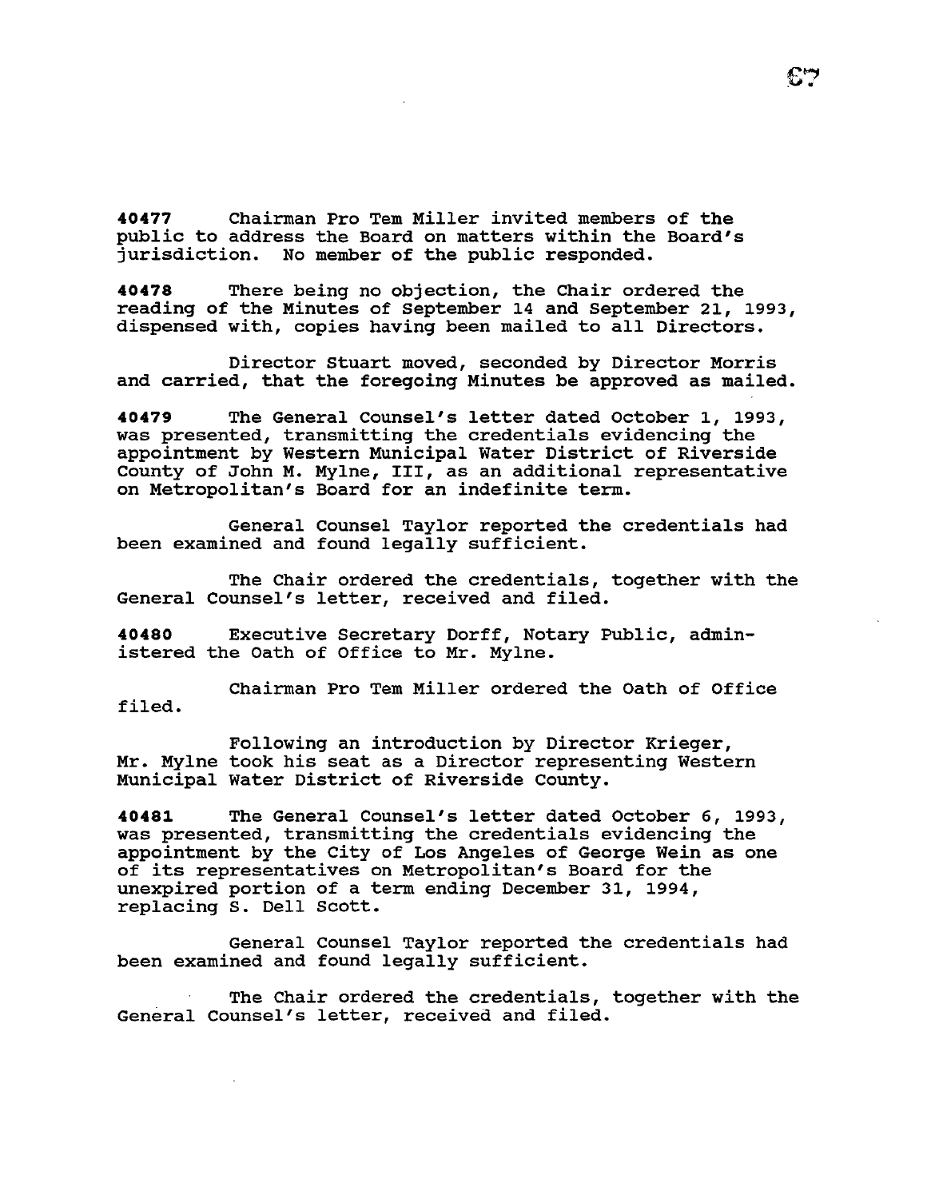**40477** Chairman Pro Tem Miller invited members of the public to address the Board on matters within the Board's jurisdiction. No member of the public responded.

**40478** There being no objection, the Chair ordered the reading of the Minutes of September 14 and September 21, 1993, dispensed with, copies having been mailed to all Directors.

Director Stuart moved, seconded by Director Morris and carried, that the foregoing Minutes be approved as mailed.

**40479** The General Counsel's letter dated October 1, 1993, was presented, transmitting the credentials evidencing the appointment by Western Municipal Water District of Riverside County of John M. Mylne, III, as an additional representative on Metropolitan's Board for an indefinite term.

General Counsel Taylor reported the credentials had been examined and found legally sufficient.

The Chair ordered the credentials, together with the General Counsel's letter, received and filed.

**40480** Executive Secretary Dorff, Notary Public, administered the Oath of Office to Mr. Mylne.

Chairman Pro Tem Miller ordered the Oath of Office filed.

Following an introduction by Director Krieger, Mr. Mylne took his seat as a Director representing Western Municipal Water District of Riverside County.

**40481** The General Counsel's letter dated October 6, 1993, was presented, transmitting the credentials evidencing the appointment by the City of Los Angeles of George Wein as one of its representatives on Metropolitan's Board for the unexpired portion of a term ending December 31, 1994, replacing S. Dell Scott.

General Counsel Taylor reported the credentials had been examined and found legally sufficient.

The Chair ordered the credentials, together with the General Counsel's letter, received and filed.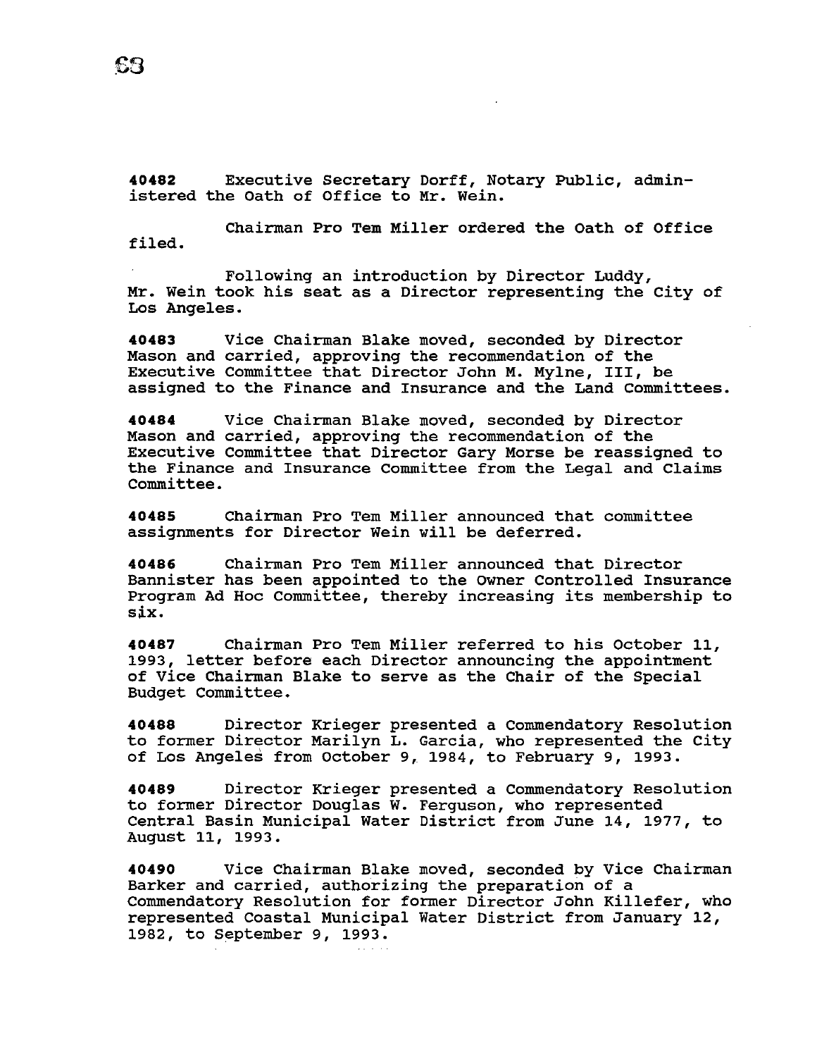**40482** Executive Secretary Dorff, Notary Public, administered the Oath of Office to Mr. Wein.

Chairman Pro Tem Miller ordered the Oath of Office filed.

Following an introduction by Director Luddy, Mr. Wein took his seat as a Director representing the City of Los Angeles.

**40483** Vice Chairman Blake moved, seconded by Director Mason and carried, approving the recommendation of the Executive Committee that Director John M. Mylne, III, be assigned to the Finance and Insurance and the Land Committees.

**40484** Vice Chairman Blake moved, seconded by Director Mason and carried, approving the recommendation of the Executive Committee that Director Gary Morse be reassigned to the Finance and Insurance Committee from the Legal and Claims Committee.

**40485** Chairman Pro Tem Miller announced that committee assignments for Director Wein will be deferred.

**40486** Chairman Pro Tem Miller announced that Director Bannister has been appointed to the Owner Controlled Insurance Program Ad Hoc Committee, thereby increasing its membership to six.

**40487** Chairman Pro Tem Miller referred to his October 11, 1993, letter before each Director announcing the appointment of Vice Chairman Blake to serve as the Chair of the Special Budget Committee.

**40488** Director Krieger presented a Commendatory Resolution to former Director Marilyn L. Garcia, who represented the City of Los Angeles from October 9, 1984, to February 9, 1993.

**40489** Director Krieger presented a Commendatory Resolution to former Director Douglas W. Ferguson, who represented Central Basin Municipal Water District from June 14, 1977, to August 11, 1993.

**40490** Vice Chairman Blake moved, seconded by Vice Chairman Barker and carried, authorizing the preparation of a Commendatory Resolution for former Director John Killefer, who represented Coastal Municipal Water District from January 12, 1982, to September 9, 1993.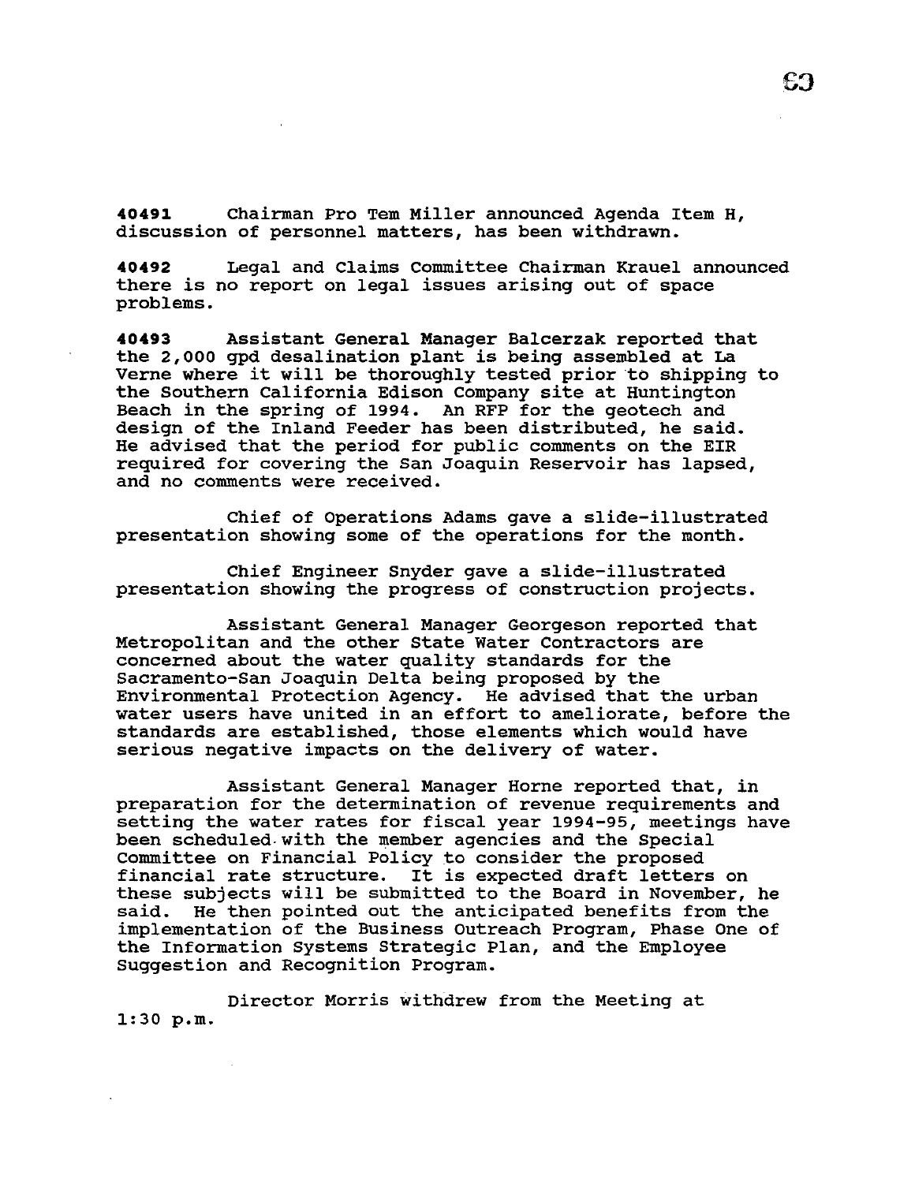**40491** Chairman Pro Tem Miller announced Agenda Item H, discussion of personnel matters, has been withdrawn.

**40492** Legal and Claims Committee Chairman Krauel announced there is no report on legal issues arising out of space problems.

**40493** Assistant General Manager Balcerzak reported that the 2,000 gpd desalination plant is being assembled at La Verne where it will be thoroughly tested prior to shipping to the Southern California Edison Company site at Huntington Beach in the spring of 1994. An RFP for the geotech and design of the Inland Feeder has been distributed, he said. He advised that the period for public comments on the EIR required for covering the San Joaquin Reservoir has lapsed, and no comments were received.

Chief of Operations Adams gave a slide-illustrated presentation showing some of the operations for the month.

Chief Engineer Snyder gave a slide-illustrated presentation showing the progress of construction projects.

Assistant General Manager Georgeson reported that Metropolitan and the other State Water Contractors are concerned about the water quality standards for the Sacramento-San Joaquin Delta being proposed by the Environmental Protection Agency. He advised that the urban water users have united in an effort to ameliorate, before the standards are established, those elements which would have serious negative impacts on the delivery of water.

Assistant General Manager Horne reported that, in preparation for the determination of revenue requirements and setting the water rates for fiscal year 1994-95, meetings have been scheduled with the member agencies and the Special Committee on Financial Policy to consider the proposed financial rate structure. It is expected draft letters on these subjects will be submitted to the Board in November, he said. He then pointed out the anticipated benefits from the implementation of the Business Outreach Program, Phase One of the Information Systems Strategic Plan, and the Employee Suggestion and Recognition Program.

Director Morris withdrew from the Meeting at 1:30 p.m.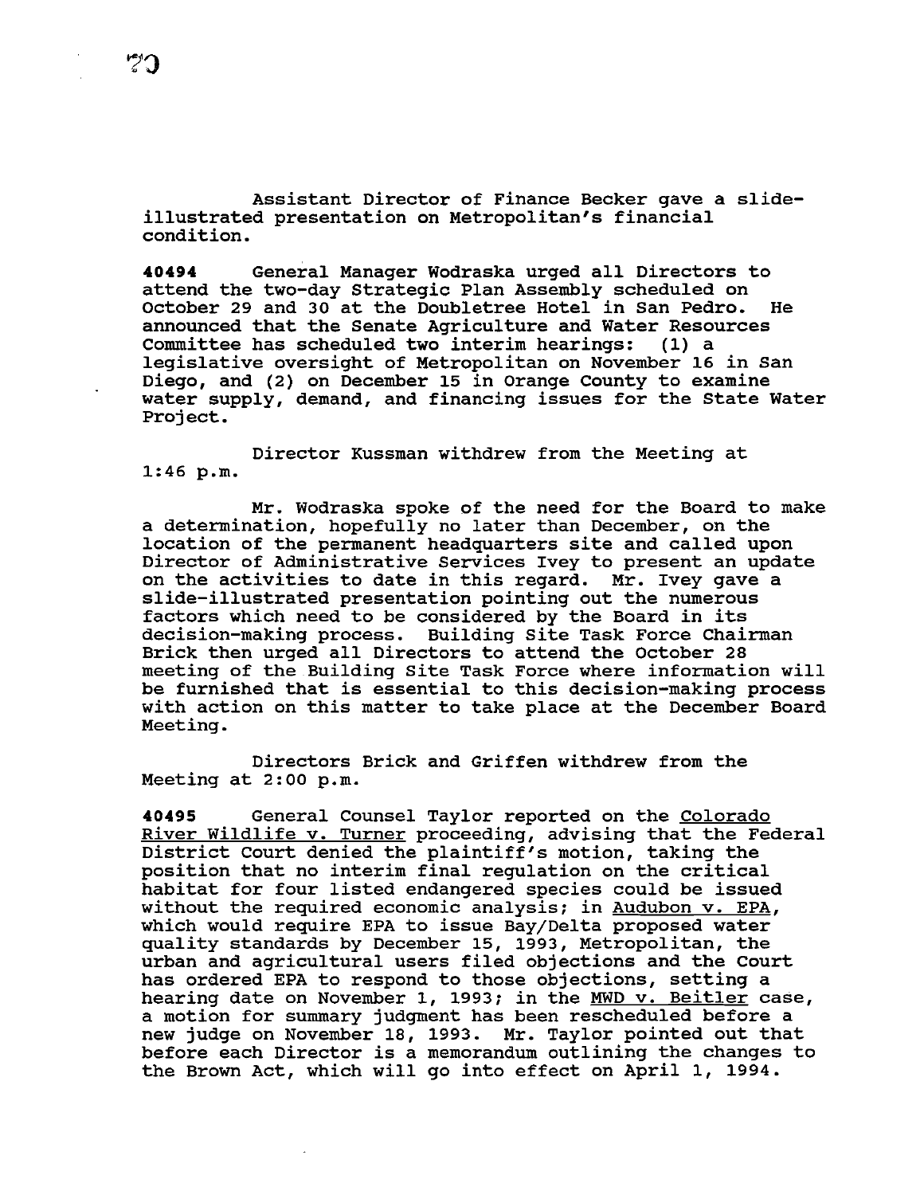Assistant Director of Finance Becker gave a slide-illustrated presentation on Metropolitan's financial condition.

**40494** General Manager Wodraska urged all Directors to attend the two-day Strategic Plan Assembly scheduled on October 29 and 30 at the Doubletree Hotel in San Pedro. He announced that the Senate Agriculture and Water Resources Committee has scheduled two interim hearings: (1) a legislative oversight of Metropolitan on November 16 in San Diego, and (2) on December 15 in Orange County to examine water supply, demand, and financing issues for the State Water Project.

Director Kussman withdrew from the Meeting at 1:46 p.m.

Mr. Wodraska spoke of the need for the Board to make a determination, hopefully no later than December, on the location of the permanent headquarters site and called upon Director of Administrative Services Ivey to present an update on the activities to date in this regard. Mr. Ivey gave a slide-illustrated presentation pointing out the numerous factors which need to be considered by the Board in its decision-making process. Building Site Task Force Chairman Brick then urged all Directors to attend the October 28 meeting of the Building Site Task Force where information will be furnished that is essential to this decision-making process with action on this matter to take place at the December Board Meeting.

Directors Brick and Griffen withdrew from the Meeting at 2:00 p.m.

**40495** General Counsel Taylor reported on the Colorado River Wildlife v. Turner proceeding, advising that the Federal District Court denied the plaintiff's motion, taking the position that no interim final regulation on the critical habitat for four listed endangered species could be issued without the required economic analysis; in Audubon v. EPA, which would require EPA to issue Bay/Delta proposed water quality standards by December 15, 1993, Metropolitan, the urban and agricultural users filed objections and the Court has ordered EPA to respond to those objections, setting a hearing date on November 1, 1993; in the MWD v. Beitler case, a motion for summary judgment has been rescheduled before a new judge on November 18, 1993. Mr. Taylor pointed out that before each Director is a memorandum outlining the changes to the Brown Act, which will go into effect on April 1, 1994.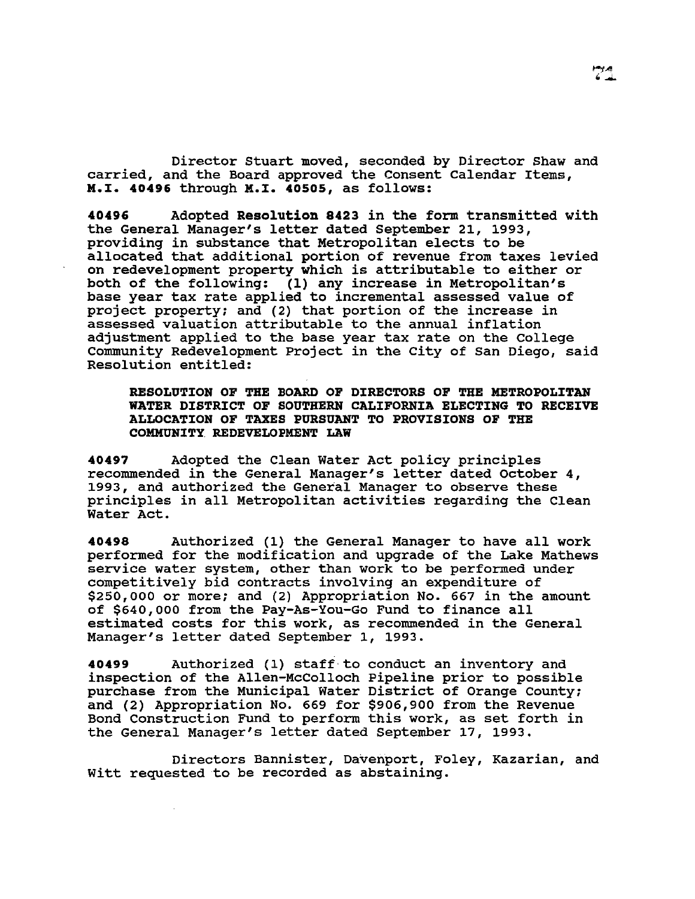Director Stuart moved, seconded by Director Shaw and carried, and the Board approved the Consent Calendar Items, **M.I. 40496** through **M.I. 40505**, as follows:

**40496** Adopted **Resolution 8423** in the form transmitted with the General Manager's letter dated September 21, 1993, providing in substance that Metropolitan elects to be allocated that additional portion of revenue from taxes levied on redevelopment property which is attributable to either or both of the following: (1) any increase in Metropolitan's base year tax rate applied to incremental assessed value of project property; and (2) that portion of the increase in assessed valuation attributable to the annual inflation adjustment applied to the base year tax rate on the College Community Redevelopment Project in the City of San Diego, said Resolution entitled:

> **RESOLUTION OF THE BOARD OF DIRECTORS OF THE METROPOLITAN WATER DISTRICT OF SOUTHERN CALIFORNIA ELECTING TO RECEIVE ALLOCATION OF TAXES PURSUANT TO PROVISIONS OF THE COMMUNITY REDEVELOPMENT LAW**

**40497** Adopted the Clean Water Act policy principles recommended in the General Manager's letter dated October 4, 1993, and authorized the General Manager to observe these principles in all Metropolitan activities regarding the Clean Water Act.

**40498** Authorized (1) the General Manager to have all work performed for the modification and upgrade of the Lake Mathews service water system, other than work to be performed under competitively bid contracts involving an expenditure of $250,000 or more; and (2) Appropriation No. 667 in the amount of $640,000 from the Pay-As-You-Go Fund to finance all estimated costs for this work, as recommended in the General Manager's letter dated September 1, 1993.

**40499** Authorized (1) staff to conduct an inventory and inspection of the Allen-McColloch Pipeline prior to possible purchase from the Municipal Water District of Orange County; and (2) Appropriation No. 669 for $906,900 from the Revenue Bond Construction Fund to perform this work, as set forth in the General Manager's letter dated September 17, 1993.

Directors Bannister, Davenport, Foley, Kazarian, and Witt requested to be recorded as abstaining.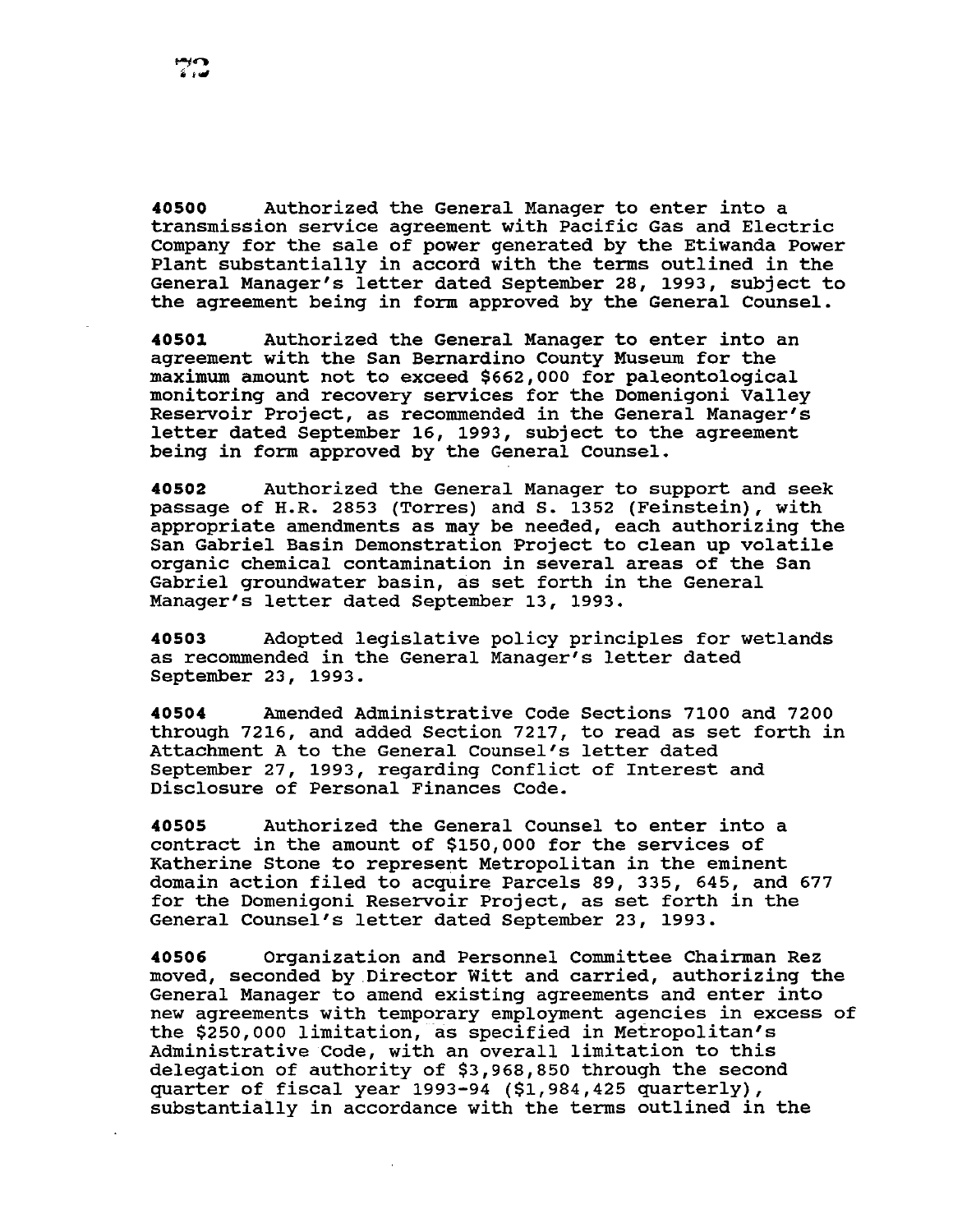**40500** Authorized the General Manager to enter into a transmission service agreement with Pacific Gas and Electric Company for the sale of power generated by the Etiwanda Power Plant substantially in accord with the terms outlined in the General Manager's letter dated September 28, 1993, subject to the agreement being in form approved by the General Counsel.

**40501** Authorized the General Manager to enter into an agreement with the San Bernardino County Museum for the maximum amount not to exceed $662,000 for paleontological monitoring and recovery services for the Domenigoni Valley Reservoir Project, as recommended in the General Manager's letter dated September 16, 1993, subject to the agreement being in form approved by the General Counsel.

**40502** Authorized the General Manager to support and seek passage of H.R. 2853 (Torres) and S. 1352 (Feinstein), with appropriate amendments as may be needed, each authorizing the San Gabriel Basin Demonstration Project to clean up volatile organic chemical contamination in several areas of the San Gabriel groundwater basin, as set forth in the General Manager's letter dated September 13, 1993.

**40503** Adopted legislative policy principles for wetlands as recommended in the General Manager's letter dated September 23, 1993.

**40504** Amended Administrative Code Sections 7100 and 7200 through 7216, and added Section 7217, to read as set forth in Attachment A to the General Counsel's letter dated September 27, 1993, regarding Conflict of Interest and Disclosure of Personal Finances Code.

**40505** Authorized the General Counsel to enter into a contract in the amount of $150,000 for the services of Katherine Stone to represent Metropolitan in the eminent domain action filed to acquire Parcels 89, 335, 645, and 677 for the Domenigoni Reservoir Project, as set forth in the General Counsel's letter dated September 23, 1993.

**40506** Organization and Personnel Committee Chairman Rez moved, seconded by Director Witt and carried, authorizing the General Manager to amend existing agreements and enter into new agreements with temporary employment agencies in excess of the $250,000 limitation, as specified in Metropolitan's Administrative Code, with an overall limitation to this delegation of authority of $3,968,850 through the second quarter of fiscal year 1993-94 ($1,984,425 quarterly), substantially in accordance with the terms outlined in the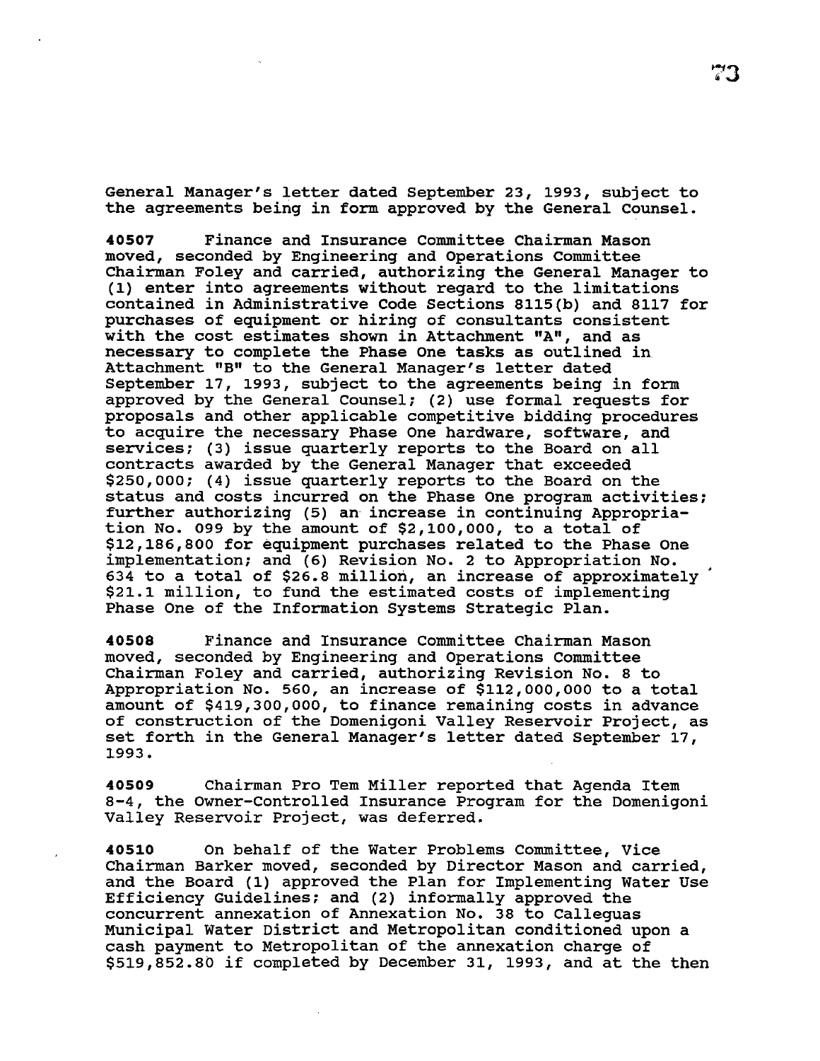General Manager's letter dated September 23, 1993, subject to the agreements being in form approved by the General Counsel.

**40507** Finance and Insurance Committee Chairman Mason moved, seconded by Engineering and Operations Committee Chairman Foley and carried, authorizing the General Manager to (1) enter into agreements without regard to the limitations contained in Administrative Code Sections 8115(b) and 8117 for purchases of equipment or hiring of consultants consistent with the cost estimates shown in Attachment "A", and as necessary to complete the Phase One tasks as outlined in Attachment "B" to the General Manager's letter dated September 17, 1993, subject to the agreements being in form approved by the General Counsel; (2) use formal requests for proposals and other applicable competitive bidding procedures to acquire the necessary Phase One hardware, software, and services; (3) issue quarterly reports to the Board on all contracts awarded by the General Manager that exceeded $250,000; (4) issue quarterly reports to the Board on the status and costs incurred on the Phase One program activities; further authorizing (5) an increase in continuing Appropriation No. 099 by the amount of $2,100,000, to a total of $12,186,800 for equipment purchases related to the Phase One implementation; and (6) Revision No. 2 to Appropriation No. 634 to a total of $26.8 million, an increase of approximately $21.1 million, to fund the estimated costs of implementing Phase One of the Information Systems Strategic Plan.

**40508** Finance and Insurance Committee Chairman Mason moved, seconded by Engineering and Operations Committee Chairman Foley and carried, authorizing Revision No. 8 to Appropriation No. 560, an increase of $112,000,000 to a total amount of $419,300,000, to finance remaining costs in advance of construction of the Domenigoni Valley Reservoir Project, as set forth in the General Manager's letter dated September 17, 1993.

**40509** Chairman Pro Tem Miller reported that Agenda Item 8-4, the Owner-Controlled Insurance Program for the Domenigoni Valley Reservoir Project, was deferred.

**40510** On behalf of the Water Problems Committee, Vice Chairman Barker moved, seconded by Director Mason and carried, and the Board (1) approved the Plan for Implementing Water Use Efficiency Guidelines; and (2) informally approved the concurrent annexation of Annexation No. 38 to Calleguas Municipal Water District and Metropolitan conditioned upon a cash payment to Metropolitan of the annexation charge of $519,852.80 if completed by December 31, 1993, and at the then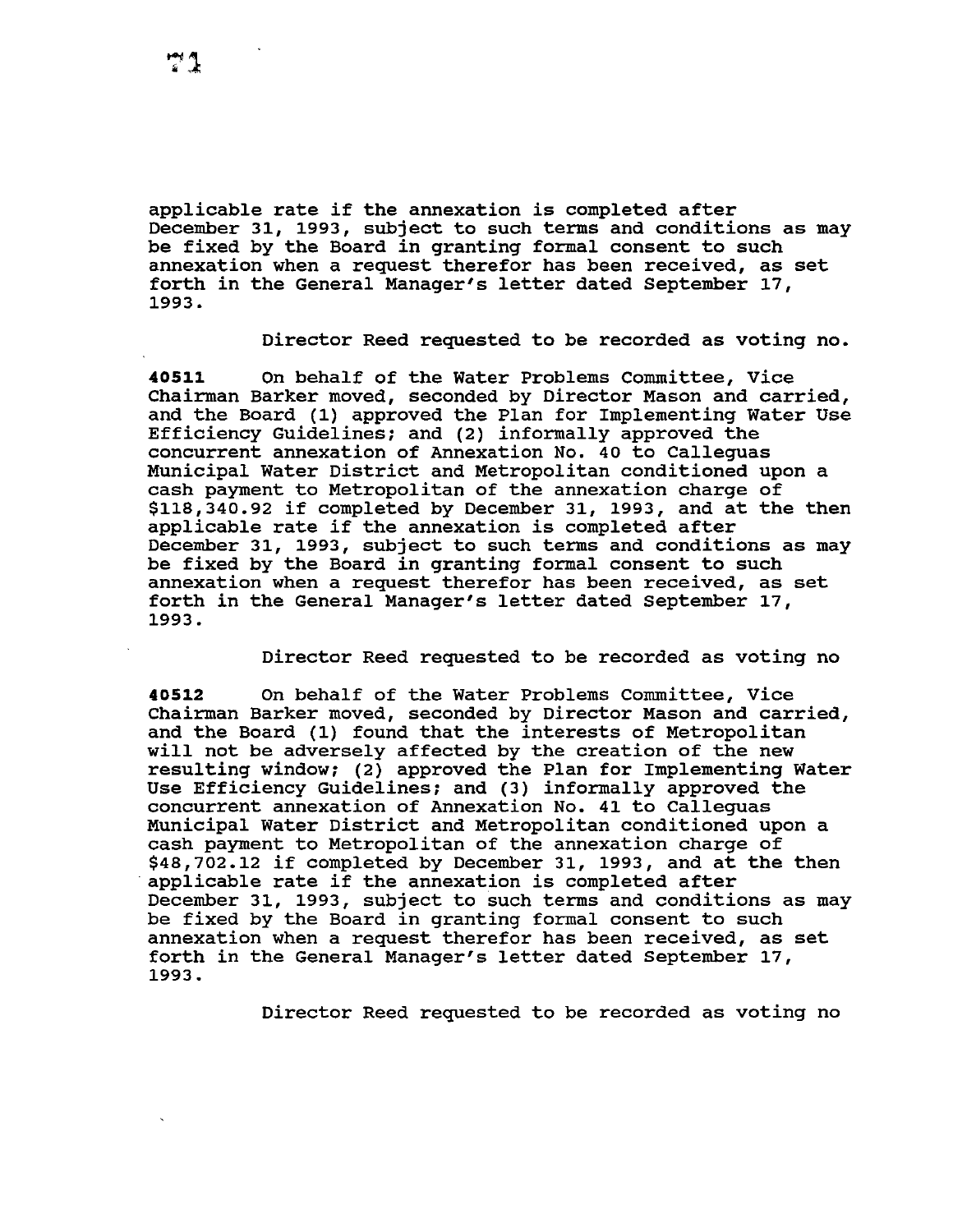applicable rate if the annexation is completed after December 31, 1993, subject to such terms and conditions as may be fixed by the Board in granting formal consent to such annexation when a request therefor has been received, as set forth in the General Manager's letter dated September 17, 1993.

Director Reed requested to be recorded as voting no.

**40511** On behalf of the Water Problems Committee, Vice Chairman Barker moved, seconded by Director Mason and carried, and the Board (1) approved the Plan for Implementing Water Use Efficiency Guidelines; and (2) informally approved the concurrent annexation of Annexation No. 40 to Calleguas Municipal Water District and Metropolitan conditioned upon a cash payment to Metropolitan of the annexation charge of $118,340.92 if completed by December 31, 1993, and at the then applicable rate if the annexation is completed after December 31, 1993, subject to such terms and conditions as may be fixed by the Board in granting formal consent to such annexation when a request therefor has been received, as set forth in the General Manager's letter dated September 17, 1993.

Director Reed requested to be recorded as voting no

**40512** On behalf of the Water Problems Committee, Vice Chairman Barker moved, seconded by Director Mason and carried, and the Board (1) found that the interests of Metropolitan will not be adversely affected by the creation of the new resulting window; (2) approved the Plan for Implementing Water Use Efficiency Guidelines; and (3) informally approved the concurrent annexation of Annexation No. 41 to Calleguas Municipal Water District and Metropolitan conditioned upon a cash payment to Metropolitan of the annexation charge of $48,702.12 if completed by December 31, 1993, and at the then applicable rate if the annexation is completed after December 31, 1993, subject to such terms and conditions as may be fixed by the Board in granting formal consent to such annexation when a request therefor has been received, as set forth in the General Manager's letter dated September 17, 1993.

Director Reed requested to be recorded as voting no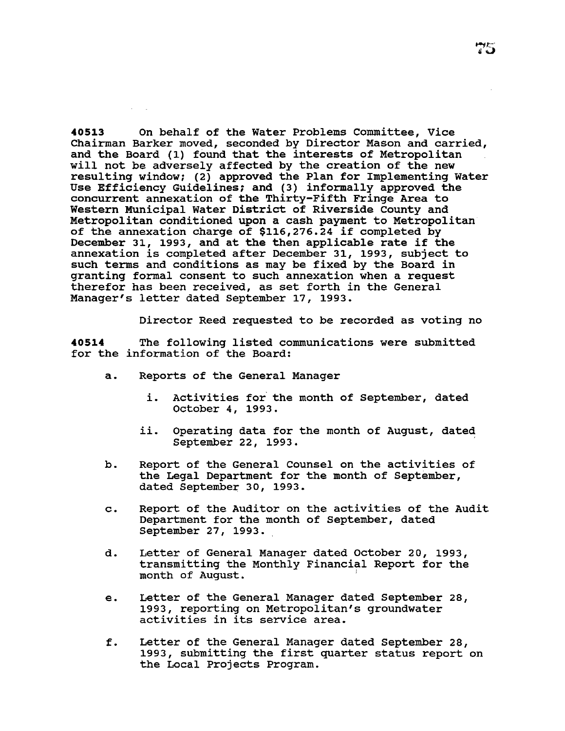**40513** On behalf of the Water Problems Committee, Vice Chairman Barker moved, seconded by Director Mason and carried, and the Board (1) found that the interests of Metropolitan will not be adversely affected by the creation of the new resulting window; (2) approved the Plan for Implementing Water Use Efficiency Guidelines; and (3) informally approved the concurrent annexation of the Thirty-Fifth Fringe Area to Western Municipal Water District of Riverside County and Metropolitan conditioned upon a cash payment to Metropolitan of the annexation charge of $116,276.24 if completed by December 31, 1993, and at the then applicable rate if the annexation is completed after December 31, 1993, subject to such terms and conditions as may be fixed by the Board in granting formal consent to such annexation when a request therefor has been received, as set forth in the General Manager's letter dated September 17, 1993.

Director Reed requested to be recorded as voting no

**40514** The following listed communications were submitted for the information of the Board:

a. Reports of the General Manager

   i. Activities for the month of September, dated October 4, 1993.

   ii. Operating data for the month of August, dated September 22, 1993.

b. Report of the General Counsel on the activities of the Legal Department for the month of September, dated September 30, 1993.

c. Report of the Auditor on the activities of the Audit Department for the month of September, dated September 27, 1993.

d. Letter of General Manager dated October 20, 1993, transmitting the Monthly Financial Report for the month of August.

e. Letter of the General Manager dated September 28, 1993, reporting on Metropolitan's groundwater activities in its service area.

f. Letter of the General Manager dated September 28, 1993, submitting the first quarter status report on the Local Projects Program.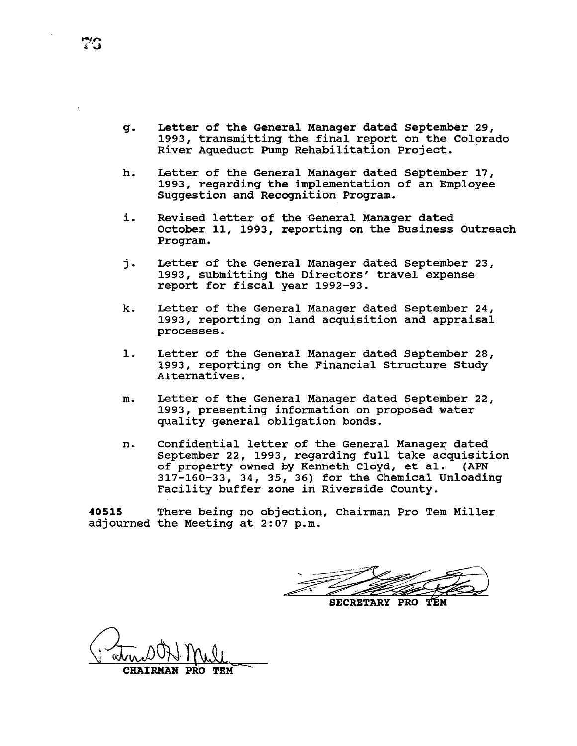g. Letter of the General Manager dated September 29, 1993, transmitting the final report on the Colorado River Aqueduct Pump Rehabilitation Project.

h. Letter of the General Manager dated September 17, 1993, regarding the implementation of an Employee Suggestion and Recognition Program.

i. Revised letter of the General Manager dated October 11, 1993, reporting on the Business Outreach Program.

j. Letter of the General Manager dated September 23, 1993, submitting the Directors' travel expense report for fiscal year 1992-93.

k. Letter of the General Manager dated September 24, 1993, reporting on land acquisition and appraisal processes.

l. Letter of the General Manager dated September 28, 1993, reporting on the Financial Structure Study Alternatives.

m. Letter of the General Manager dated September 22, 1993, presenting information on proposed water quality general obligation bonds.

n. Confidential letter of the General Manager dated September 22, 1993, regarding full take acquisition of property owned by Kenneth Cloyd, et al. (APN 317-160-33, 34, 35, 36) for the Chemical Unloading Facility buffer zone in Riverside County.

**40515** There being no objection, Chairman Pro Tem Miller adjourned the Meeting at 2:07 p.m.

**SECRETARY PRO TEM**

**CHAIRMAN PRO TEM**